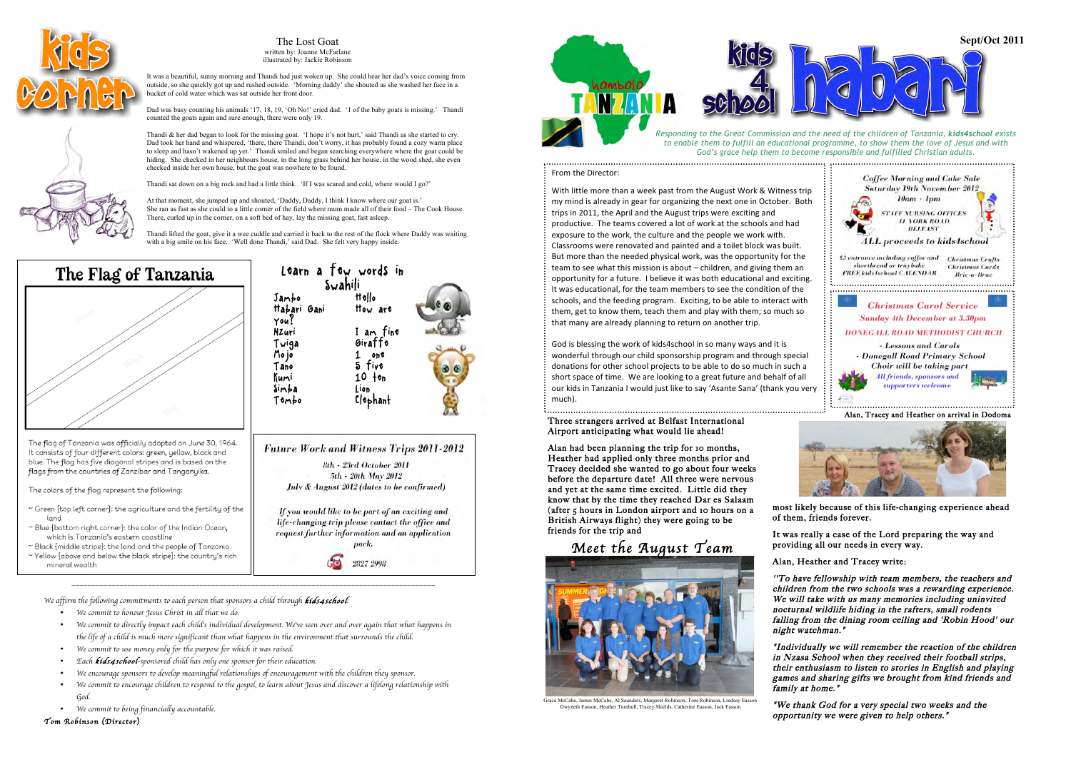# Kids Corner

## The Lost Goat

written by: Joanne McFarlane
illustrated by: Jackie Robinson

It was a beautiful, sunny morning and Thandi had just woken up. She could hear her dad's voice coming from outside, so she quickly got up and rushed outside. 'Morning daddy' she shouted as she washed her face in a bucket of cold water which was sat outside her front door.

Dad was busy counting his animals '17, 18, 19, 'Oh No!' cried dad. '1 of the baby goats is missing.' Thandi counted the goats again and sure enough, there were only 19.

Thandi & her dad began to look for the missing goat. 'I hope it's not hurt,' said Thandi as she started to cry. Dad took her hand and whispered, 'there, there Thandi, don't worry, it has probably found a cozy warm place to sleep and hasn't wakened up yet.' Thandi smiled and began searching everywhere where the goat could be hiding. She checked in her neighbours house, in the long grass behind her house, in the wood shed, she even checked inside her own house, but the goat was nowhere to be found.

Thandi sat down on a big rock and had a little think. 'If I was scared and cold, where would I go?'

At that moment, she jumped up and shouted, 'Daddy, Daddy, I think I know where our goat is.' She ran as fast as she could to a little corner of the field where mum made all of their food – The Cook House. There, curled up in the corner, on a soft bed of hay, lay the missing goat, fast asleep.

Thandi lifted the goat, give it a wee cuddle and carried it back to the rest of the flock where Daddy was waiting with a big smile on his face. 'Well done Thandi,' said Dad. She felt very happy inside.

## The Flag of Tanzania

Green
Black
Blue

The flag of Tanzania was officially adopted on June 30, 1964. It consists of four different colors: green, yellow, black and blue. The flag has five diagonal stripes and is based on the flags from the countries of Zanzibar and Tanganyika.

The colors of the flag represent the following:

- ~ Green (top left corner): the agriculture and the fertility of the land
- ~ Blue (bottom right corner): the color of the Indian Ocean, which is Tanzania's eastern coastline
- ~ Black (middle stripe): the land and the people of Tanzania
- ~ Yellow (above and below the black stripe): the country's rich mineral wealth

## Learn a few words in Swahili

| Swahili | English |
|---|---|
| Jambo | Hello |
| Habari Gani | How are you? |
| Nzuri | I am fine |
| Twiga | Giraffe |
| Mojo | 1 one |
| Tano | 5 five |
| Kumi | 10 ten |
| Simba | Lion |
| Tembo | Elephant |

## Future Work and Witness Trips 2011-2012

8th - 23rd October 2011
5th - 20th May 2012
July & August 2012 (dates to be confirmed)

*If you would like to be part of an exciting and life-changing trip please contact the office and request further information and an application pack.*

2827 2998

*We affirm the following commitments to each person that sponsors a child through **kids4school**:*

- *We commit to honour Jesus Christ in all that we do.*
- *We commit to directly impact each child's individual development. We've seen over and over again that what happens in the life of a child is much more significant than what happens in the environment that surrounds the child.*
- *We commit to use money only for the purpose for which it was raised.*
- *Each **kids4school**-sponsored child has only one sponsor for their education.*
- *We encourage sponsors to develop meaningful relationships of encouragement with the children they sponsor.*
- *We commit to encourage children to respond to the gospel, to learn about Jesus and discover a lifelong relationship with God.*
- *We commit to being financially accountable.*

*Tom Robinson (Director)*

# hombolo TANZANIA kids 4 school habari

**Sept/Oct 2011**

*Responding to the Great Commission and the need of the children of Tanzania, **kids4school** exists to enable them to fulfill an educational programme, to show them the love of Jesus and with God's grace help them to become responsible and fulfilled Christian adults.*

From the Director:

With little more than a week past from the August Work & Witness trip my mind is already in gear for organizing the next one in October. Both trips in 2011, the April and the August trips were exciting and productive. The teams covered a lot of work at the schools and had exposure to the work, the culture and the people we work with. Classrooms were renovated and painted and a toilet block was built. But more than the needed physical work, was the opportunity for the team to see what this mission is about – children, and giving them an opportunity for a future. I believe it was both educational and exciting. It was educational, for the team members to see the condition of the schools, and the feeding program. Exciting, to be able to interact with them, get to know them, teach them and play with them; so much so that many are already planning to return on another trip.

God is blessing the work of kids4school in so many ways and it is wonderful through our child sponsorship program and through special donations for other school projects to be able to do so much in such a short space of time. We are looking to a great future and behalf of all our kids in Tanzania I would just like to say 'Asante Sana' (thank you very much).

*Coffee Morning and Cake Sale*
*Saturday 19th November 2012*
*10am - 1pm*
STAFF NURSING OFFICES
41 YORK ROAD
BELFAST
*ALL proceeds to kids4school*

£3 entrance including coffee and shortbread or traybake
FREE kids4school CALENDAR

*Christmas Crafts*
*Christmas Cards*
*Bric-a-Brac*

***Christmas Carol Service***
*Sunday 4th December at 3.30pm*
*DONEGALL ROAD METHODIST CHURCH*
*- Lessons and Carols*
*- Donegall Road Primary School Choir will be taking part*
*All friends, sponsors and supporters welcome*

Three strangers arrived at Belfast International Airport anticipating what would lie ahead!

Alan had been planning the trip for 10 months, Heather had applied only three months prior and Tracey decided she wanted to go about four weeks before the departure date! All three were nervous and yet at the same time excited. Little did they know that by the time they reached Dar es Salaam (after 5 hours in London airport and 10 hours on a British Airways flight) they were going to be friends for the trip and most likely because of this life-changing experience ahead of them, friends forever.

Alan, Tracey and Heather on arrival in Dodoma

## Meet the August Team

Grace McCabe, James McCabe, Al Saunders, Margaret Robinson, Tom Robinson, Lindsay Easson
Gwyneth Easson, Heather Turnbull, Tracey Shields, Catherine Easson, Jack Easson

It was really a case of the Lord preparing the way and providing all our needs in every way.

Alan, Heather and Tracey write:

*"To have fellowship with team members, the teachers and children from the two schools was a rewarding experience. We will take with us many memories including uninvited nocturnal wildlife hiding in the rafters, small rodents falling from the dining room ceiling and 'Robin Hood' our night watchman."*

*"Individually we will remember the reaction of the children in Nzasa School when they received their football strips, their enthusiasm to listen to stories in English and playing games and sharing gifts we brought from kind friends and family at home."*

*"We thank God for a very special two weeks and the opportunity we were given to help others."*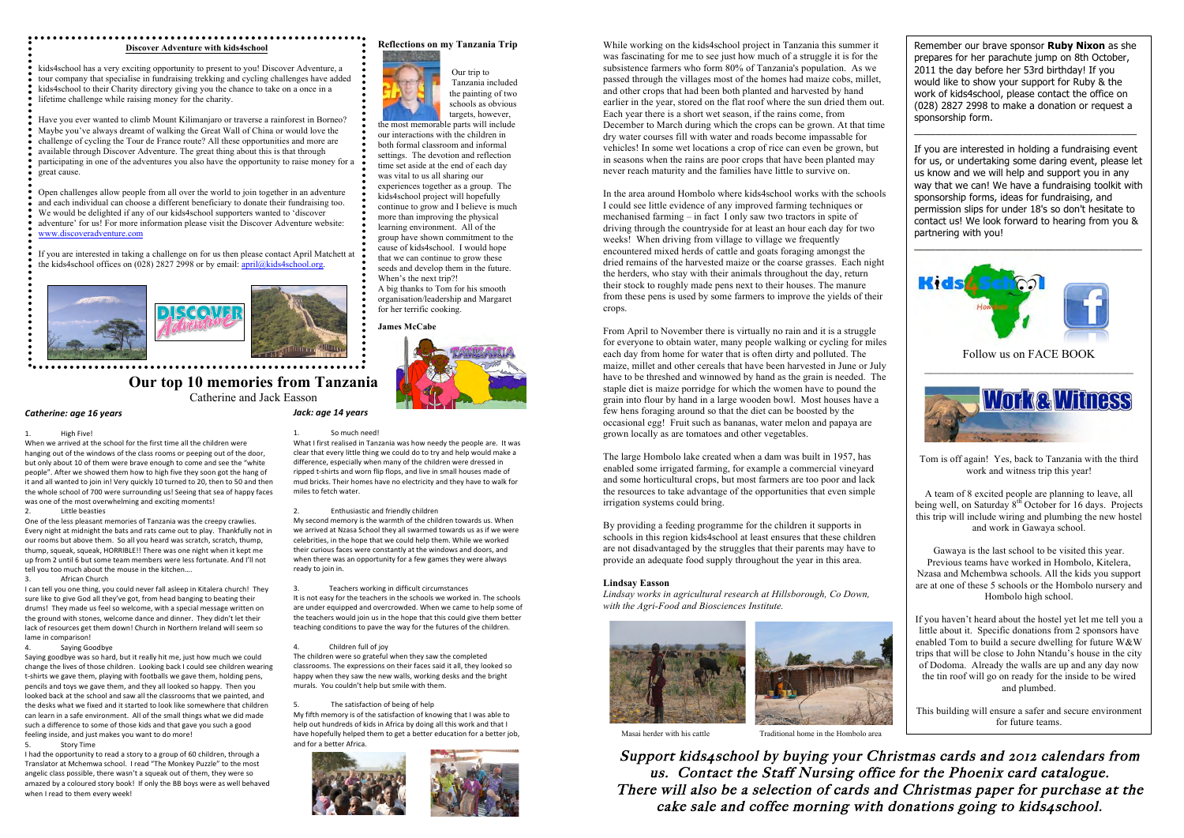## Discover Adventure with kids4school

kids4school has a very exciting opportunity to present to you! Discover Adventure, a tour company that specialise in fundraising trekking and cycling challenges have added kids4school to their Charity directory giving you the chance to take on a once in a lifetime challenge while raising money for the charity.

Have you ever wanted to climb Mount Kilimanjaro or traverse a rainforest in Borneo? Maybe you've always dreamt of walking the Great Wall of China or would love the challenge of cycling the Tour de France route? All these opportunities and more are available through Discover Adventure. The great thing about this is that through participating in one of the adventures you also have the opportunity to raise money for a great cause.

Open challenges allow people from all over the world to join together in an adventure and each individual can choose a different beneficiary to donate their fundraising too. We would be delighted if any of our kids4school supporters wanted to 'discover adventure' for us! For more information please visit the Discover Adventure website: www.discoveradventure.com

If you are interested in taking a challenge on for us then please contact April Matchett at the kids4school offices on (028) 2827 2998 or by email: april@kids4school.org.

## Reflections on my Tanzania Trip

Our trip to Tanzania included the painting of two schools as obvious targets, however, the most memorable parts will include our interactions with the children in both formal classroom and informal settings. The devotion and reflection time set aside at the end of each day was vital to us all sharing our experiences together as a group. The kids4school project will hopefully continue to grow and I believe is much more than improving the physical learning environment. All of the group have shown commitment to the cause of kids4school. I would hope that we can continue to grow these seeds and develop them in the future. When's the next trip?!

A big thanks to Tom for his smooth organisation/leadership and Margaret for her terrific cooking.

**James McCabe**

# Our top 10 memories from Tanzania

Catherine and Jack Easson

### *Catherine: age 16 years*

1. High Five!

When we arrived at the school for the first time all the children were hanging out of the windows of the class rooms or peeping out of the door, but only about 10 of them were brave enough to come and see the "white people". After we showed them how to high five they soon got the hang of it and all wanted to join in! Very quickly 10 turned to 20, then to 50 and then the whole school of 700 were surrounding us! Seeing that sea of happy faces was one of the most overwhelming and exciting moments!

2. Little beasties

One of the less pleasant memories of Tanzania was the creepy crawlies. Every night at midnight the bats and rats came out to play. Thankfully not in our rooms but above them. So all you heard was scratch, scratch, thump, thump, squeak, squeak, HORRIBLE!! There was one night when it kept me up from 2 until 6 but some team members were less fortunate. And I'll not tell you too much about the mouse in the kitchen….

3. African Church

I can tell you one thing, you could never fall asleep in Kitalera church! They sure like to give God all they've got, from head banging to beating their drums! They made us feel so welcome, with a special message written on the ground with stones, welcome dance and dinner. They didn't let their lack of resources get them down! Church in Northern Ireland will seem so lame in comparison!

4. Saying Goodbye

Saying goodbye was so hard, but it really hit me, just how much we could change the lives of those children. Looking back I could see children wearing t-shirts we gave them, playing with footballs we gave them, holding pens, pencils and toys we gave them, and they all looked so happy. Then you looked back at the school and saw all the classrooms that we painted, and the desks what we fixed and it started to look like somewhere that children can learn in a safe environment. All of the small things what we did made such a difference to some of those kids and that gave you such a good feeling inside, and just makes you want to do more!

5. Story Time

I had the opportunity to read a story to a group of 60 children, through a Translator at Mchemwa school. I read "The Monkey Puzzle" to the most angelic class possible, there wasn't a squeak out of them, they were so amazed by a coloured story book! If only the BB boys were as well behaved when I read to them every week!

### *Jack: age 14 years*

1. So much need!

What I first realised in Tanzania was how needy the people are. It was clear that every little thing we could do to try and help would make a difference, especially when many of the children were dressed in ripped t-shirts and worn flip flops, and live in small houses made of mud bricks. Their homes have no electricity and they have to walk for miles to fetch water.

2. Enthusiastic and friendly children

My second memory is the warmth of the children towards us. When we arrived at Nzasa School they all swarmed towards us as if we were celebrities, in the hope that we could help them. While we worked their curious faces were constantly at the windows and doors, and when there was an opportunity for a few games they were always ready to join in.

3. Teachers working in difficult circumstances

It is not easy for the teachers in the schools we worked in. The schools are under equipped and overcrowded. When we came to help some of the teachers would join us in the hope that this could give them better teaching conditions to pave the way for the futures of the children.

4. Children full of joy

The children were so grateful when they saw the completed classrooms. The expressions on their faces said it all, they looked so happy when they saw the new walls, working desks and the bright murals. You couldn't help but smile with them.

5. The satisfaction of being of help

My fifth memory is of the satisfaction of knowing that I was able to help out hundreds of kids in Africa by doing all this work and that I have hopefully helped them to get a better education for a better job, and for a better Africa.

---

While working on the kids4school project in Tanzania this summer it was fascinating for me to see just how much of a struggle it is for the subsistence farmers who form 80% of Tanzania's population. As we passed through the villages most of the homes had maize cobs, millet, and other crops that had been both planted and harvested by hand earlier in the year, stored on the flat roof where the sun dried them out. Each year there is a short wet season, if the rains come, from December to March during which the crops can be grown. At that time dry water courses fill with water and roads become impassable for vehicles! In some wet locations a crop of rice can even be grown, but in seasons when the rains are poor crops that have been planted may never reach maturity and the families have little to survive on.

In the area around Hombolo where kids4school works with the schools I could see little evidence of any improved farming techniques or mechanised farming – in fact I only saw two tractors in spite of driving through the countryside for at least an hour each day for two weeks! When driving from village to village we frequently encountered mixed herds of cattle and goats foraging amongst the dried remains of the harvested maize or the coarse grasses. Each night the herders, who stay with their animals throughout the day, return their stock to roughly made pens next to their houses. The manure from these pens is used by some farmers to improve the yields of their crops.

From April to November there is virtually no rain and it is a struggle for everyone to obtain water, many people walking or cycling for miles each day from home for water that is often dirty and polluted. The maize, millet and other cereals that have been harvested in June or July have to be threshed and winnowed by hand as the grain is needed. The staple diet is maize porridge for which the women have to pound the grain into flour by hand in a large wooden bowl. Most houses have a few hens foraging around so that the diet can be boosted by the occasional egg! Fruit such as bananas, water melon and papaya are grown locally as are tomatoes and other vegetables.

The large Hombolo lake created when a dam was built in 1957, has enabled some irrigated farming, for example a commercial vineyard and some horticultural crops, but most farmers are too poor and lack the resources to take advantage of the opportunities that even simple irrigation systems could bring.

By providing a feeding programme for the children it supports in schools in this region kids4school at least ensures that these children are not disadvantaged by the struggles that their parents may have to provide an adequate food supply throughout the year in this area.

**Lindsay Easson**

*Lindsay works in agricultural research at Hillsborough, Co Down, with the Agri-Food and Biosciences Institute.*

Masai herder with his cattle

Traditional home in the Hombolo area

---

Remember our brave sponsor **Ruby Nixon** as she prepares for her parachute jump on 8th October, 2011 the day before her 53rd birthday! If you would like to show your support for Ruby & the work of kids4school, please contact the office on (028) 2827 2998 to make a donation or request a sponsorship form.

If you are interested in holding a fundraising event for us, or undertaking some daring event, please let us know and we will help and support you in any way that we can! We have a fundraising toolkit with sponsorship forms, ideas for fundraising, and permission slips for under 18's so don't hesitate to contact us! We look forward to hearing from you & partnering with you!

Follow us on FACE BOOK

Tom is off again! Yes, back to Tanzania with the third work and witness trip this year!

A team of 8 excited people are planning to leave, all being well, on Saturday 8th October for 16 days. Projects this trip will include wiring and plumbing the new hostel and work in Gawaya school.

Gawaya is the last school to be visited this year. Previous teams have worked in Hombolo, Kitelera, Nzasa and Mchembwa schools. All the kids you support are at one of these 5 schools or the Hombolo nursery and Hombolo high school.

If you haven't heard about the hostel yet let me tell you a little about it. Specific donations from 2 sponsors have enabled Tom to build a secure dwelling for future W&W trips that will be close to John Ntandu's house in the city of Dodoma. Already the walls are up and any day now the tin roof will go on ready for the inside to be wired and plumbed.

This building will ensure a safer and secure environment for future teams.

*Support kids4school by buying your Christmas cards and 2012 calendars from us. Contact the Staff Nursing office for the Phoenix card catalogue. There will also be a selection of cards and Christmas paper for purchase at the cake sale and coffee morning with donations going to kids4school.*